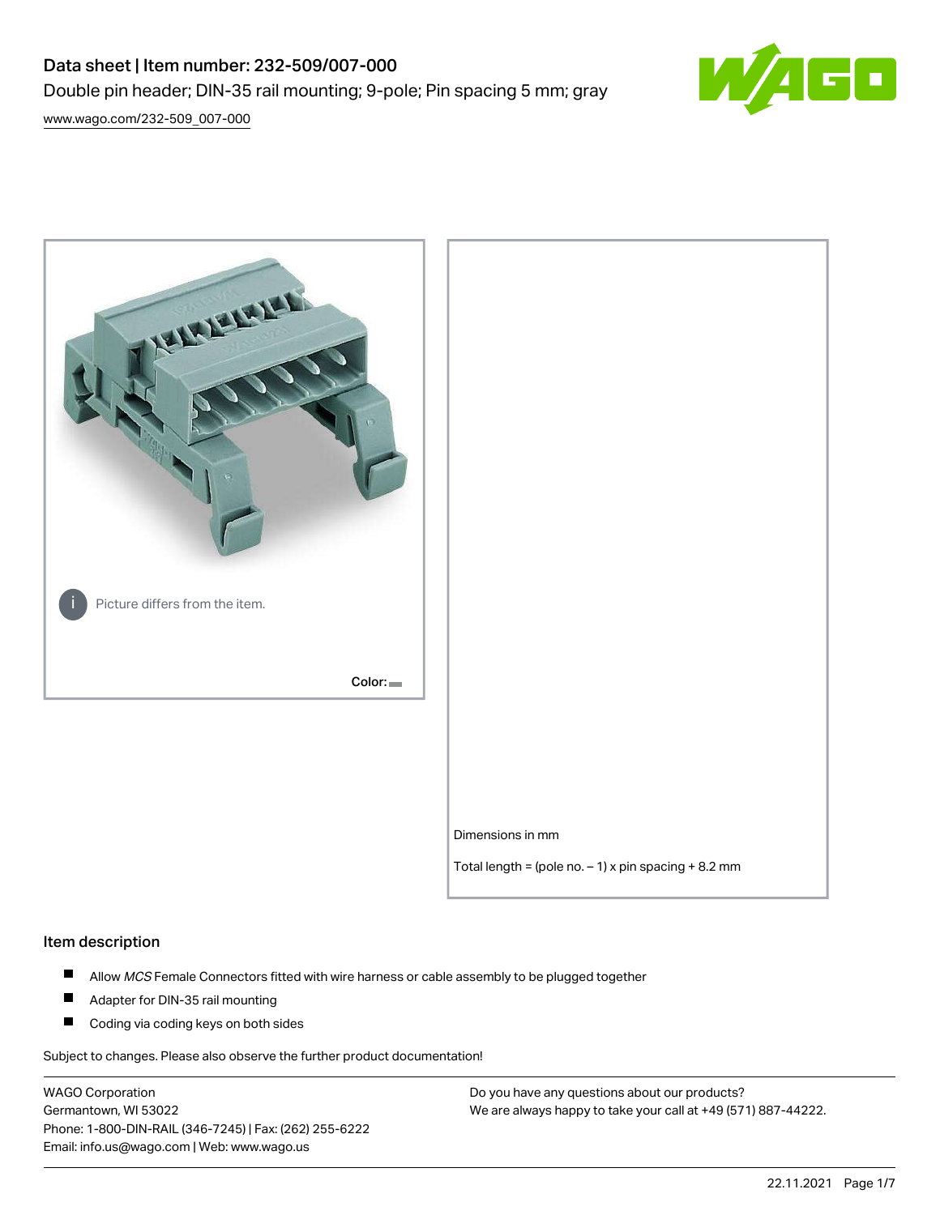# Data sheet | Item number: 232-509/007-000

Double pin header; DIN-35 rail mounting; 9-pole; Pin spacing 5 mm; gray

[www.wago.com/232-509_007-000](www.wago.com/232-509_007-000)

Picture differs from the item.

Color:

Dimensions in mm

Total length = (pole no. – 1) x pin spacing + 8.2 mm

## Item description

- Allow *MCS* Female Connectors fitted with wire harness or cable assembly to be plugged together
- Adapter for DIN-35 rail mounting
- Coding via coding keys on both sides

Subject to changes. Please also observe the further product documentation!

WAGO Corporation
Germantown, WI 53022
Phone: 1-800-DIN-RAIL (346-7245) | Fax: (262) 255-6222
Email: info.us@wago.com | Web: www.wago.us

Do you have any questions about our products?
We are always happy to take your call at +49 (571) 887-44222.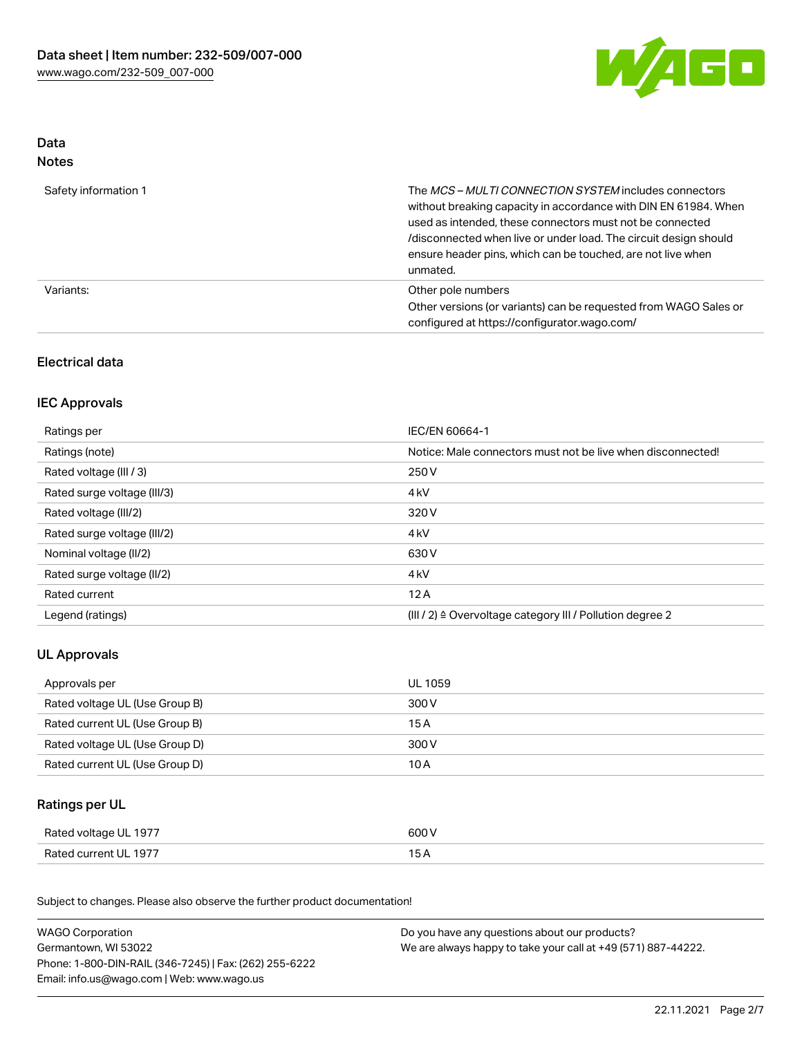# Data sheet | Item number: 232-509/007-000

www.wago.com/232-509_007-000

## Data

### Notes

| | |
|---|---|
| Safety information 1 | The *MCS – MULTI CONNECTION SYSTEM* includes connectors without breaking capacity in accordance with DIN EN 61984. When used as intended, these connectors must not be connected /disconnected when live or under load. The circuit design should ensure header pins, which can be touched, are not live when unmated. |
| Variants: | Other pole numbers<br>Other versions (or variants) can be requested from WAGO Sales or configured at https://configurator.wago.com/ |

## Electrical data

### IEC Approvals

| | |
|---|---|
| Ratings per | IEC/EN 60664-1 |
| Ratings (note) | Notice: Male connectors must not be live when disconnected! |
| Rated voltage (III / 3) | 250 V |
| Rated surge voltage (III/3) | 4 kV |
| Rated voltage (III/2) | 320 V |
| Rated surge voltage (III/2) | 4 kV |
| Nominal voltage (II/2) | 630 V |
| Rated surge voltage (II/2) | 4 kV |
| Rated current | 12 A |
| Legend (ratings) | (III / 2) ≙ Overvoltage category III / Pollution degree 2 |

### UL Approvals

| | |
|---|---|
| Approvals per | UL 1059 |
| Rated voltage UL (Use Group B) | 300 V |
| Rated current UL (Use Group B) | 15 A |
| Rated voltage UL (Use Group D) | 300 V |
| Rated current UL (Use Group D) | 10 A |

### Ratings per UL

| | |
|---|---|
| Rated voltage UL 1977 | 600 V |
| Rated current UL 1977 | 15 A |

Subject to changes. Please also observe the further product documentation!

WAGO Corporation
Germantown, WI 53022
Phone: 1-800-DIN-RAIL (346-7245) | Fax: (262) 255-6222
Email: info.us@wago.com | Web: www.wago.us

Do you have any questions about our products?
We are always happy to take your call at +49 (571) 887-44222.

22.11.2021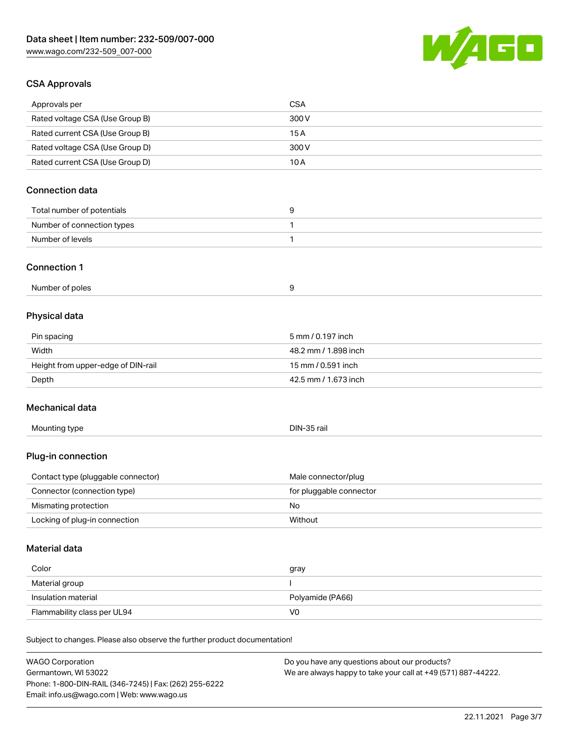## CSA Approvals

| Approvals per | CSA |
| --- | --- |
| Rated voltage CSA (Use Group B) | 300 V |
| Rated current CSA (Use Group B) | 15 A |
| Rated voltage CSA (Use Group D) | 300 V |
| Rated current CSA (Use Group D) | 10 A |

## Connection data

| Total number of potentials | 9 |
| --- | --- |
| Number of connection types | 1 |
| Number of levels | 1 |

## Connection 1

| Number of poles | 9 |
| --- | --- |

## Physical data

| Pin spacing | 5 mm / 0.197 inch |
| --- | --- |
| Width | 48.2 mm / 1.898 inch |
| Height from upper-edge of DIN-rail | 15 mm / 0.591 inch |
| Depth | 42.5 mm / 1.673 inch |

## Mechanical data

| Mounting type | DIN-35 rail |
| --- | --- |

## Plug-in connection

| Contact type (pluggable connector) | Male connector/plug |
| --- | --- |
| Connector (connection type) | for pluggable connector |
| Mismating protection | No |
| Locking of plug-in connection | Without |

## Material data

| Color | gray |
| --- | --- |
| Material group | I |
| Insulation material | Polyamide (PA66) |
| Flammability class per UL94 | V0 |

Subject to changes. Please also observe the further product documentation!

WAGO Corporation
Germantown, WI 53022
Phone: 1-800-DIN-RAIL (346-7245) | Fax: (262) 255-6222
Email: info.us@wago.com | Web: www.wago.us

Do you have any questions about our products?
We are always happy to take your call at +49 (571) 887-44222.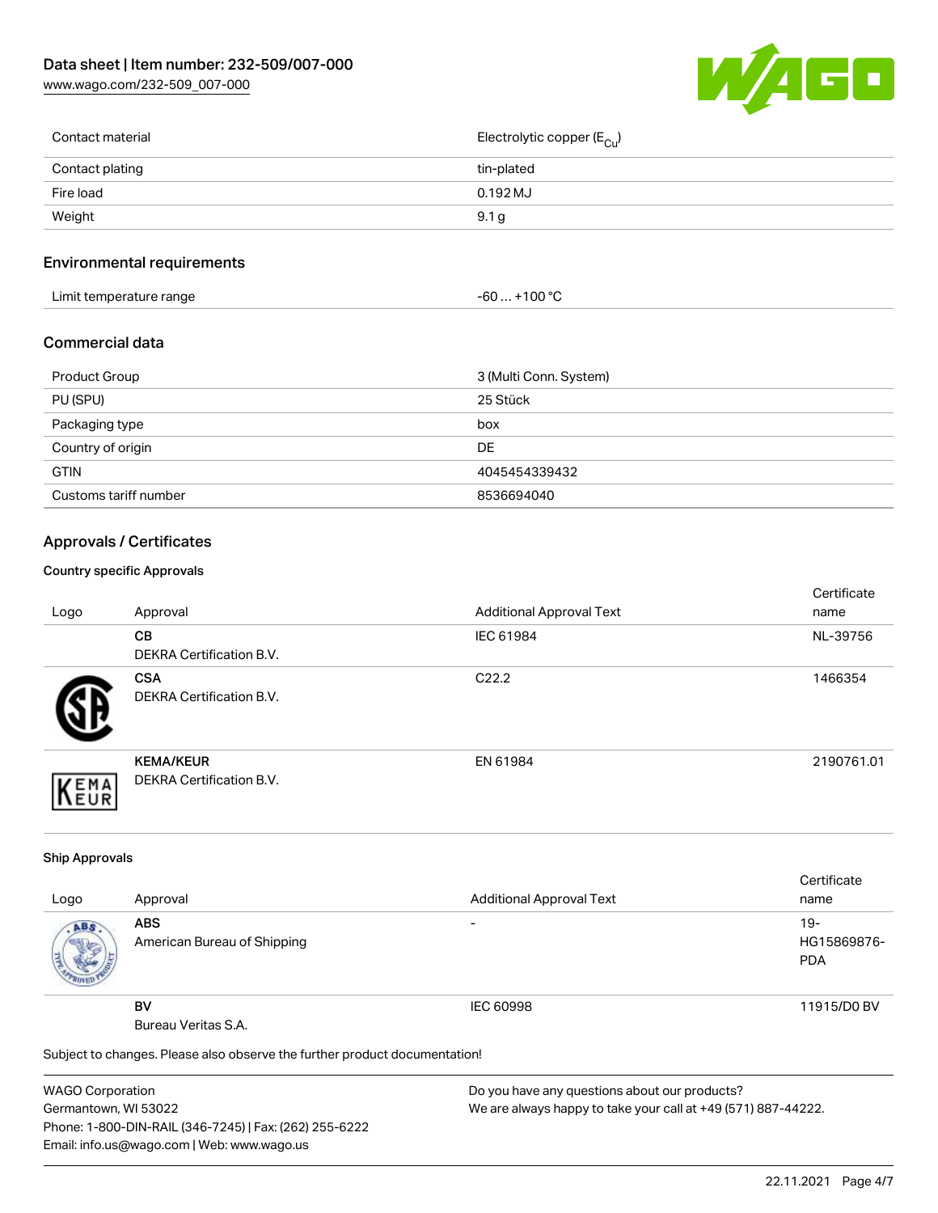| Contact material | Electrolytic copper ($E_{Cu}$) |
| --- | --- |
| Contact plating | tin-plated |
| Fire load | 0.192 MJ |
| Weight | 9.1 g |

## Environmental requirements

| Limit temperature range | -60 … +100 °C |
| --- | --- |

## Commercial data

| Product Group | 3 (Multi Conn. System) |
| --- | --- |
| PU (SPU) | 25 Stück |
| Packaging type | box |
| Country of origin | DE |
| GTIN | 4045454339432 |
| Customs tariff number | 8536694040 |

## Approvals / Certificates

### Country specific Approvals

| Logo | Approval | Additional Approval Text | Certificate name |
| --- | --- | --- | --- |
| | **CB**<br>DEKRA Certification B.V. | IEC 61984 | NL-39756 |
| | **CSA**<br>DEKRA Certification B.V. | C22.2 | 1466354 |
| | **KEMA/KEUR**<br>DEKRA Certification B.V. | EN 61984 | 2190761.01 |

### Ship Approvals

| Logo | Approval | Additional Approval Text | Certificate name |
| --- | --- | --- | --- |
| | **ABS**<br>American Bureau of Shipping | - | 19-HG15869876-PDA |
| | **BV**<br>Bureau Veritas S.A. | IEC 60998 | 11915/D0 BV |

Subject to changes. Please also observe the further product documentation!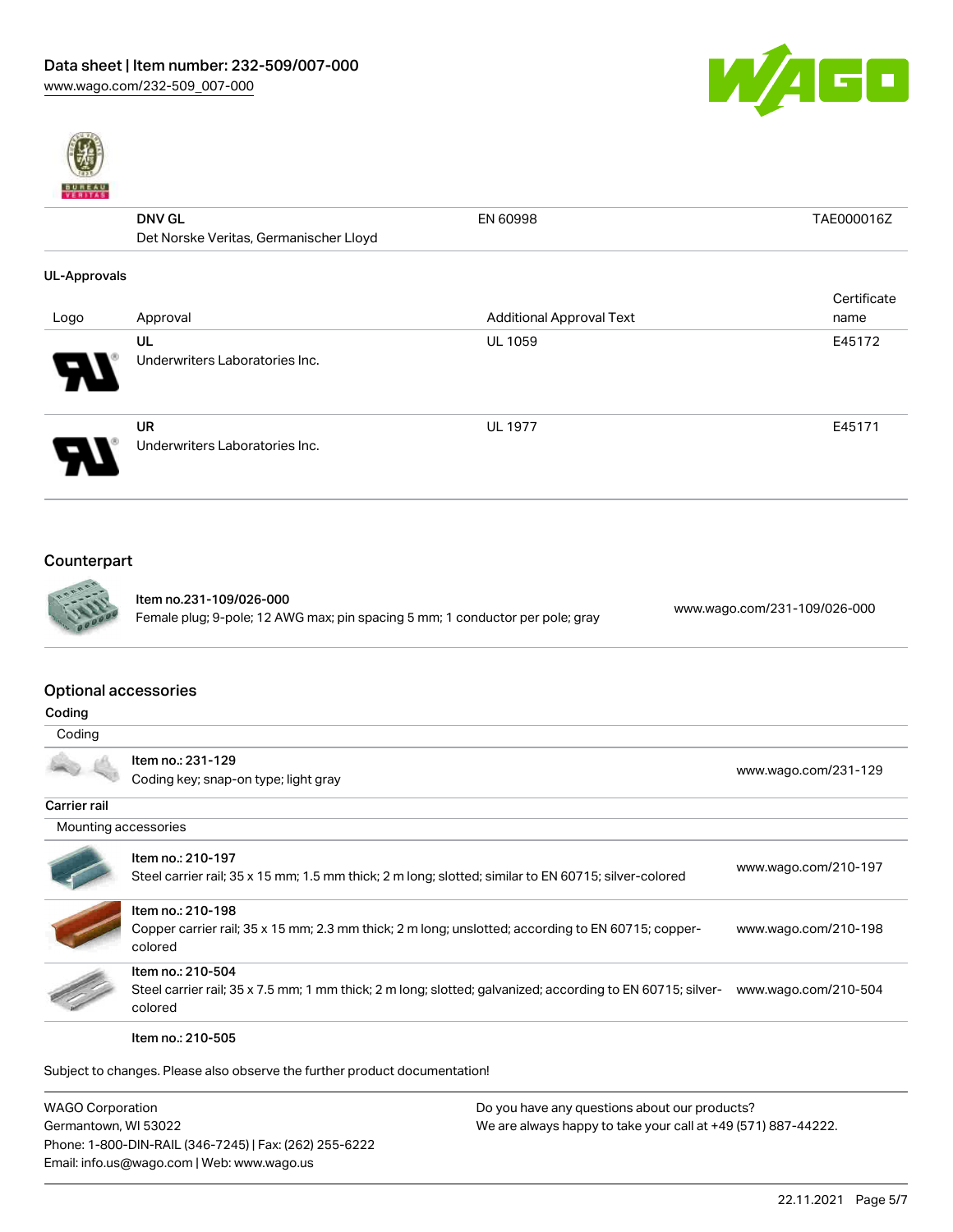| | | | |
|---|---|---|---|
| | **DNV GL**<br>Det Norske Veritas, Germanischer Lloyd | EN 60998 | TAE000016Z |

**UL-Approvals**

| Logo | Approval | Additional Approval Text | Certificate name |
|---|---|---|---|
| | UL<br>Underwriters Laboratories Inc. | UL 1059 | E45172 |
| | UR<br>Underwriters Laboratories Inc. | UL 1977 | E45171 |

## Counterpart

| | | |
|---|---|---|
| | **Item no.231-109/026-000**<br>Female plug; 9-pole; 12 AWG max; pin spacing 5 mm; 1 conductor per pole; gray | www.wago.com/231-109/026-000 |

## Optional accessories

**Coding**

| Coding | | |
|---|---|---|
| | Item no.: 231-129<br>Coding key; snap-on type; light gray | www.wago.com/231-129 |

**Carrier rail**

| Mounting accessories | | |
|---|---|---|
| | Item no.: 210-197<br>Steel carrier rail; 35 x 15 mm; 1.5 mm thick; 2 m long; slotted; similar to EN 60715; silver-colored | www.wago.com/210-197 |
| | Item no.: 210-198<br>Copper carrier rail; 35 x 15 mm; 2.3 mm thick; 2 m long; unslotted; according to EN 60715; copper-colored | www.wago.com/210-198 |
| | Item no.: 210-504<br>Steel carrier rail; 35 x 7.5 mm; 1 mm thick; 2 m long; slotted; galvanized; according to EN 60715; silver-colored | www.wago.com/210-504 |
| | Item no.: 210-505 | |

Subject to changes. Please also observe the further product documentation!

WAGO Corporation
Germantown, WI 53022
Phone: 1-800-DIN-RAIL (346-7245) | Fax: (262) 255-6222
Email: info.us@wago.com | Web: www.wago.us

Do you have any questions about our products?
We are always happy to take your call at +49 (571) 887-44222.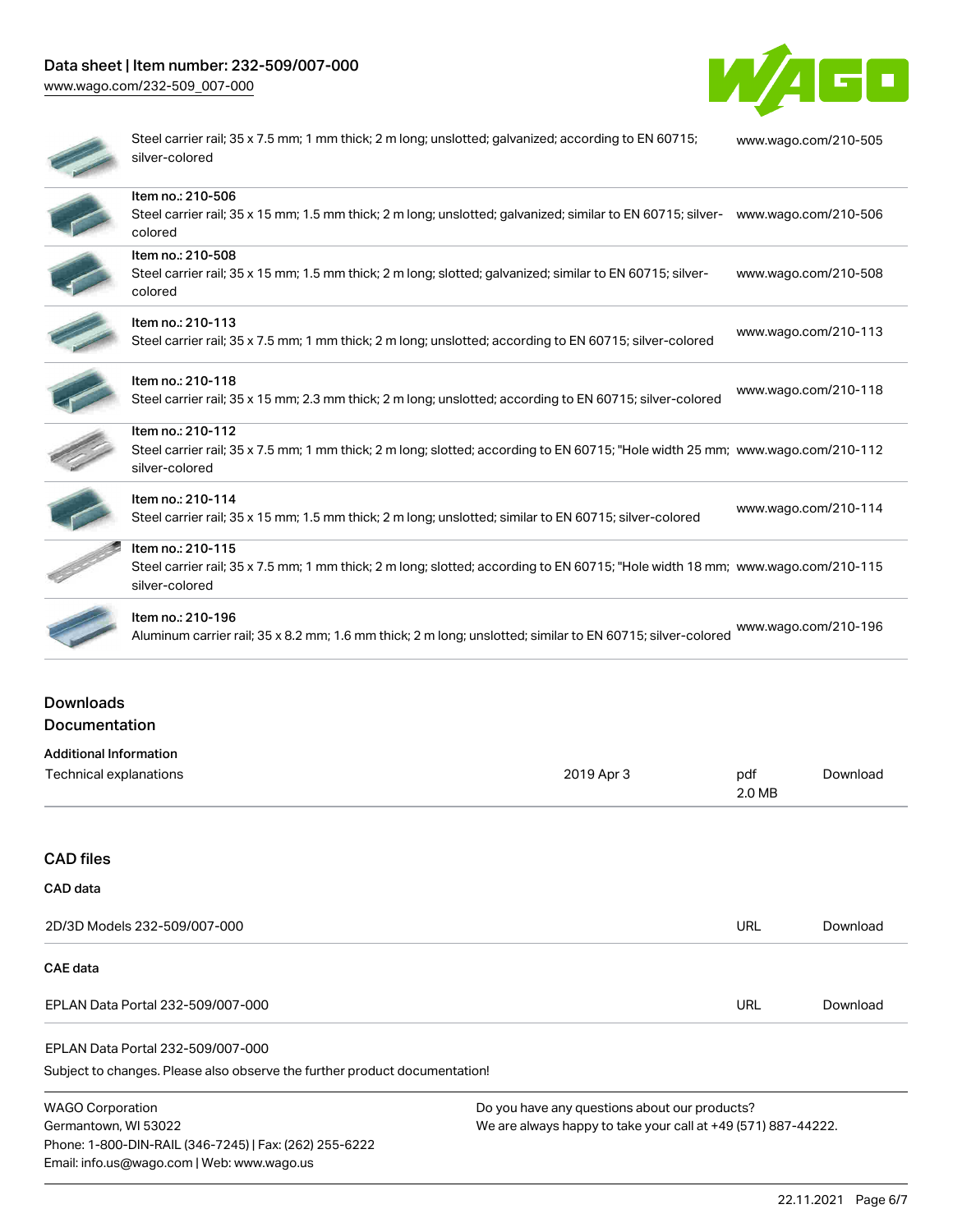| Item | Link |
| --- | --- |
| Steel carrier rail; 35 x 7.5 mm; 1 mm thick; 2 m long; unslotted; galvanized; according to EN 60715; silver-colored | www.wago.com/210-505 |
| Item no.: 210-506<br>Steel carrier rail; 35 x 15 mm; 1.5 mm thick; 2 m long; unslotted; galvanized; similar to EN 60715; silver-colored | www.wago.com/210-506 |
| Item no.: 210-508<br>Steel carrier rail; 35 x 15 mm; 1.5 mm thick; 2 m long; slotted; galvanized; similar to EN 60715; silver-colored | www.wago.com/210-508 |
| Item no.: 210-113<br>Steel carrier rail; 35 x 7.5 mm; 1 mm thick; 2 m long; unslotted; according to EN 60715; silver-colored | www.wago.com/210-113 |
| Item no.: 210-118<br>Steel carrier rail; 35 x 15 mm; 2.3 mm thick; 2 m long; unslotted; according to EN 60715; silver-colored | www.wago.com/210-118 |
| Item no.: 210-112<br>Steel carrier rail; 35 x 7.5 mm; 1 mm thick; 2 m long; slotted; according to EN 60715; "Hole width 25 mm; silver-colored | www.wago.com/210-112 |
| Item no.: 210-114<br>Steel carrier rail; 35 x 15 mm; 1.5 mm thick; 2 m long; unslotted; similar to EN 60715; silver-colored | www.wago.com/210-114 |
| Item no.: 210-115<br>Steel carrier rail; 35 x 7.5 mm; 1 mm thick; 2 m long; slotted; according to EN 60715; "Hole width 18 mm; silver-colored | www.wago.com/210-115 |
| Item no.: 210-196<br>Aluminum carrier rail; 35 x 8.2 mm; 1.6 mm thick; 2 m long; unslotted; similar to EN 60715; silver-colored | www.wago.com/210-196 |

## Downloads

### Documentation

**Additional Information**

| Technical explanations | 2019 Apr 3 | pdf<br>2.0 MB | Download |
| --- | --- | --- | --- |

## CAD files

### CAD data

| 2D/3D Models 232-509/007-000 | URL | Download |
| --- | --- | --- |

### CAE data

| EPLAN Data Portal 232-509/007-000 | URL | Download |
| --- | --- | --- |

EPLAN Data Portal 232-509/007-000

Subject to changes. Please also observe the further product documentation!

WAGO Corporation
Germantown, WI 53022
Phone: 1-800-DIN-RAIL (346-7245) | Fax: (262) 255-6222
Email: info.us@wago.com | Web: www.wago.us

Do you have any questions about our products?
We are always happy to take your call at +49 (571) 887-44222.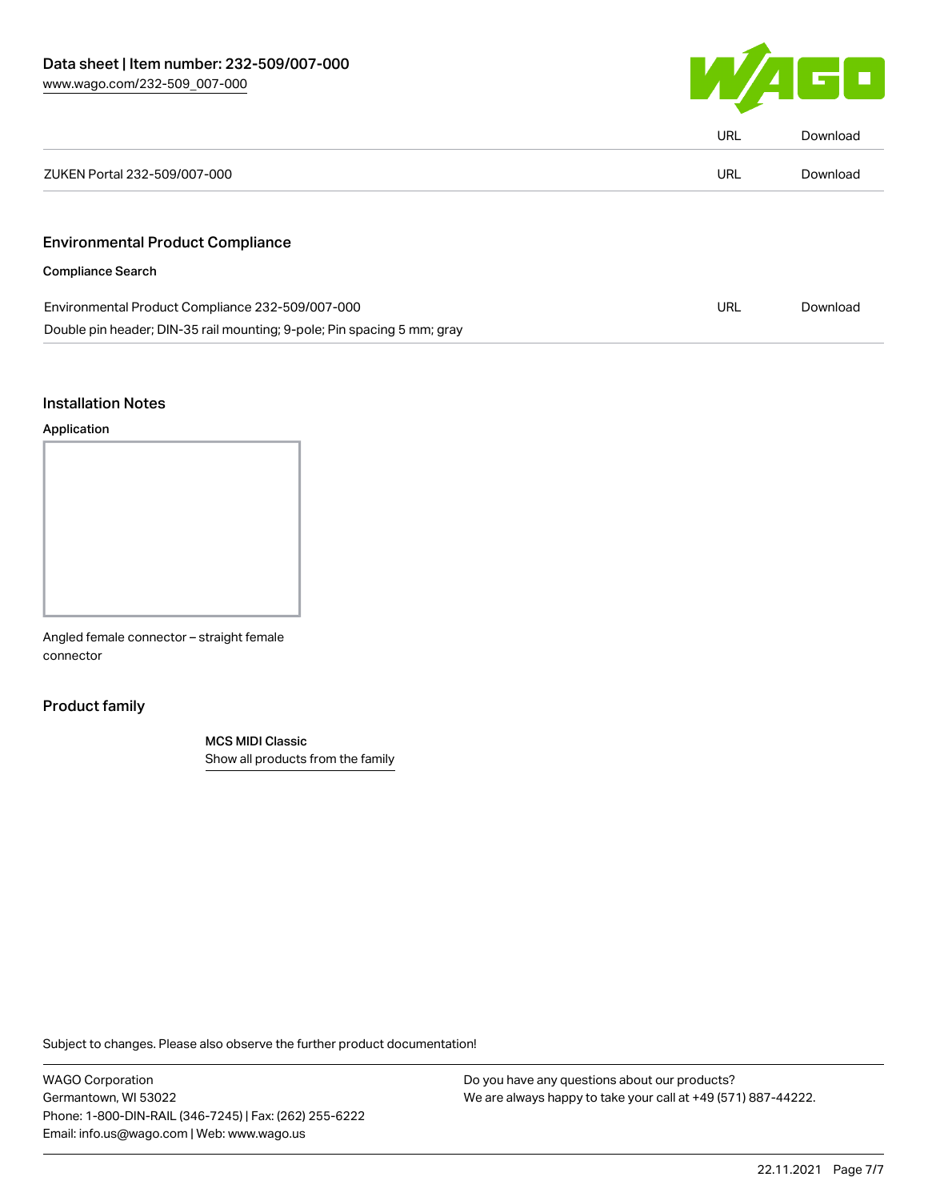| | URL | Download |
|---|---|---|
| ZUKEN Portal 232-509/007-000 | URL | Download |

## Environmental Product Compliance

### Compliance Search

| | | |
|---|---|---|
| Environmental Product Compliance 232-509/007-000<br>Double pin header; DIN-35 rail mounting; 9-pole; Pin spacing 5 mm; gray | URL | Download |

## Installation Notes

### Application

Angled female connector – straight female connector

## Product family

MCS MIDI Classic

Show all products from the family

Subject to changes. Please also observe the further product documentation!

WAGO Corporation
Germantown, WI 53022
Phone: 1-800-DIN-RAIL (346-7245) | Fax: (262) 255-6222
Email: info.us@wago.com | Web: www.wago.us

Do you have any questions about our products?
We are always happy to take your call at +49 (571) 887-44222.